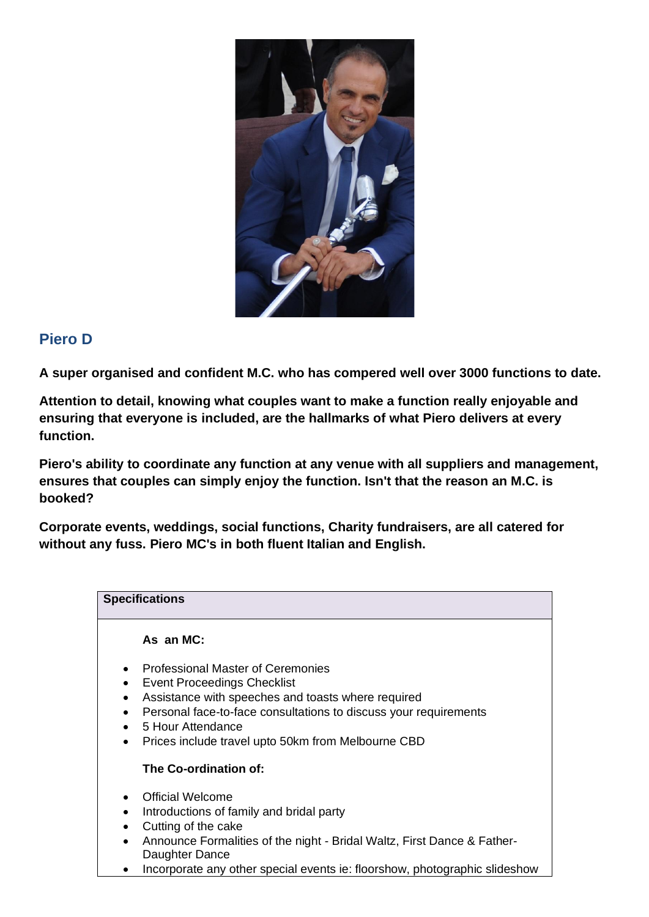## Piero D

**A super organised and confident M.C. who has compered well over 3000 functions to date.**

**Attention to detail, knowing what couples want to make a function really enjoyable and ensuring that everyone is included, are the hallmarks of what Piero delivers at every function.**

**Piero's ability to coordinate any function at any venue with all suppliers and management, ensures that couples can simply enjoy the function. Isn't that the reason an M.C. is booked?**

**Corporate events, weddings, social functions, Charity fundraisers, are all catered for without any fuss. Piero MC's in both fluent Italian and English.**

| **Specifications** |
| --- |
| **As an MC:**<br><br>• Professional Master of Ceremonies<br>• Event Proceedings Checklist<br>• Assistance with speeches and toasts where required<br>• Personal face-to-face consultations to discuss your requirements<br>• 5 Hour Attendance<br>• Prices include travel upto 50km from Melbourne CBD<br><br>**The Co-ordination of:**<br><br>• Official Welcome<br>• Introductions of family and bridal party<br>• Cutting of the cake<br>• Announce Formalities of the night - Bridal Waltz, First Dance & Father-Daughter Dance<br>• Incorporate any other special events ie: floorshow, photographic slideshow |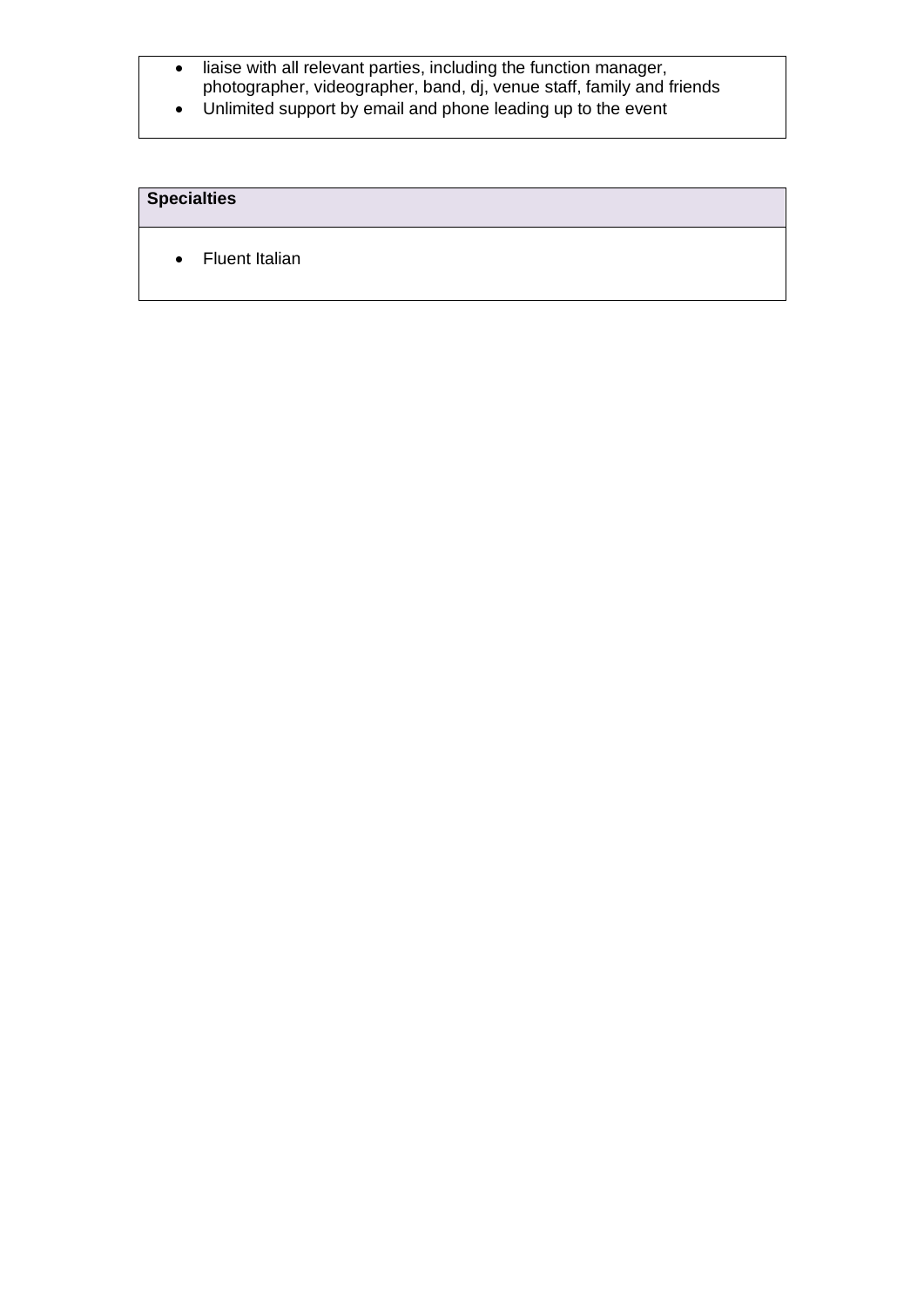- liaise with all relevant parties, including the function manager, photographer, videographer, band, dj, venue staff, family and friends
- Unlimited support by email and phone leading up to the event

**Specialties**

- Fluent Italian